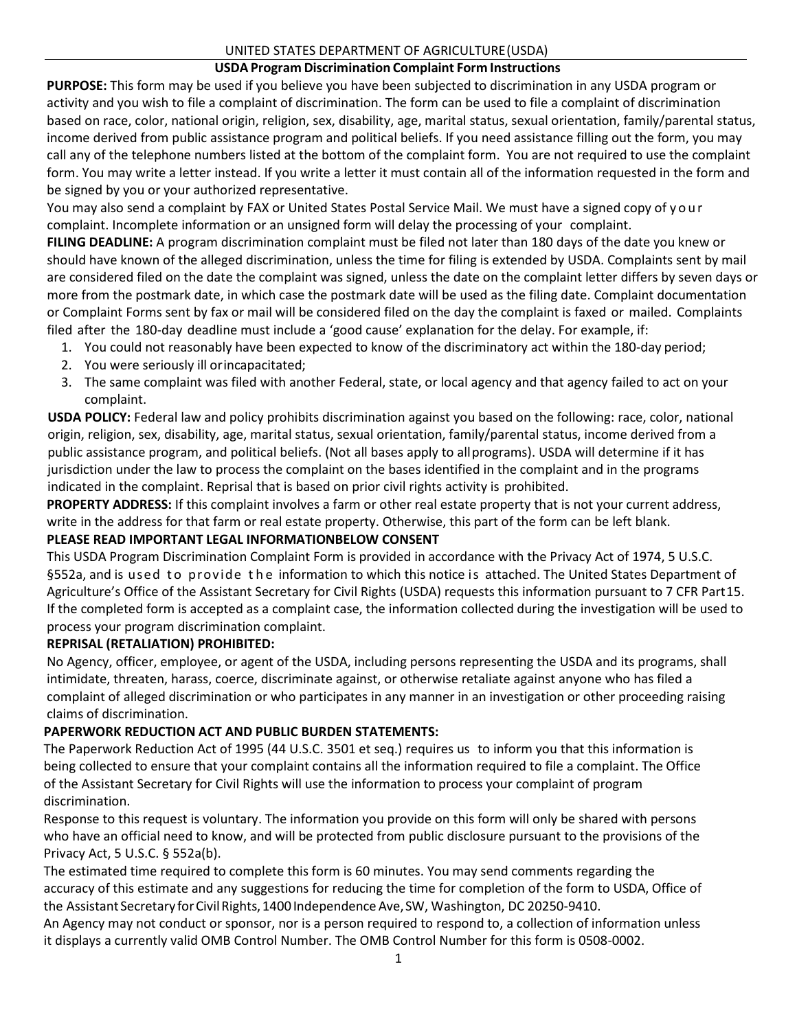UNITED STATES DEPARTMENT OF AGRICULTURE (USDA)

## USDA Program Discrimination Complaint Form Instructions

**PURPOSE:** This form may be used if you believe you have been subjected to discrimination in any USDA program or activity and you wish to file a complaint of discrimination. The form can be used to file a complaint of discrimination based on race, color, national origin, religion, sex, disability, age, marital status, sexual orientation, family/parental status, income derived from public assistance program and political beliefs. If you need assistance filling out the form, you may call any of the telephone numbers listed at the bottom of the complaint form. You are not required to use the complaint form. You may write a letter instead. If you write a letter it must contain all of the information requested in the form and be signed by you or your authorized representative.

You may also send a complaint by FAX or United States Postal Service Mail. We must have a signed copy of your complaint. Incomplete information or an unsigned form will delay the processing of your complaint.

**FILING DEADLINE:** A program discrimination complaint must be filed not later than 180 days of the date you knew or should have known of the alleged discrimination, unless the time for filing is extended by USDA. Complaints sent by mail are considered filed on the date the complaint was signed, unless the date on the complaint letter differs by seven days or more from the postmark date, in which case the postmark date will be used as the filing date. Complaint documentation or Complaint Forms sent by fax or mail will be considered filed on the day the complaint is faxed or mailed. Complaints filed after the 180-day deadline must include a 'good cause' explanation for the delay. For example, if:

1. You could not reasonably have been expected to know of the discriminatory act within the 180-day period;
2. You were seriously ill or incapacitated;
3. The same complaint was filed with another Federal, state, or local agency and that agency failed to act on your complaint.

**USDA POLICY:** Federal law and policy prohibits discrimination against you based on the following: race, color, national origin, religion, sex, disability, age, marital status, sexual orientation, family/parental status, income derived from a public assistance program, and political beliefs. (Not all bases apply to all programs). USDA will determine if it has jurisdiction under the law to process the complaint on the bases identified in the complaint and in the programs indicated in the complaint. Reprisal that is based on prior civil rights activity is prohibited.

**PROPERTY ADDRESS:** If this complaint involves a farm or other real estate property that is not your current address, write in the address for that farm or real estate property. Otherwise, this part of the form can be left blank.

**PLEASE READ IMPORTANT LEGAL INFORMATION BELOW CONSENT**

This USDA Program Discrimination Complaint Form is provided in accordance with the Privacy Act of 1974, 5 U.S.C. §552a, and is used to provide the information to which this notice is attached. The United States Department of Agriculture's Office of the Assistant Secretary for Civil Rights (USDA) requests this information pursuant to 7 CFR Part 15. If the completed form is accepted as a complaint case, the information collected during the investigation will be used to process your program discrimination complaint.

**REPRISAL (RETALIATION) PROHIBITED:**

No Agency, officer, employee, or agent of the USDA, including persons representing the USDA and its programs, shall intimidate, threaten, harass, coerce, discriminate against, or otherwise retaliate against anyone who has filed a complaint of alleged discrimination or who participates in any manner in an investigation or other proceeding raising claims of discrimination.

**PAPERWORK REDUCTION ACT AND PUBLIC BURDEN STATEMENTS:**

The Paperwork Reduction Act of 1995 (44 U.S.C. 3501 et seq.) requires us to inform you that this information is being collected to ensure that your complaint contains all the information required to file a complaint. The Office of the Assistant Secretary for Civil Rights will use the information to process your complaint of program discrimination.

Response to this request is voluntary. The information you provide on this form will only be shared with persons who have an official need to know, and will be protected from public disclosure pursuant to the provisions of the Privacy Act, 5 U.S.C. § 552a(b).

The estimated time required to complete this form is 60 minutes. You may send comments regarding the accuracy of this estimate and any suggestions for reducing the time for completion of the form to USDA, Office of the Assistant Secretary for Civil Rights, 1400 Independence Ave, SW, Washington, DC 20250-9410.

An Agency may not conduct or sponsor, nor is a person required to respond to, a collection of information unless it displays a currently valid OMB Control Number. The OMB Control Number for this form is 0508-0002.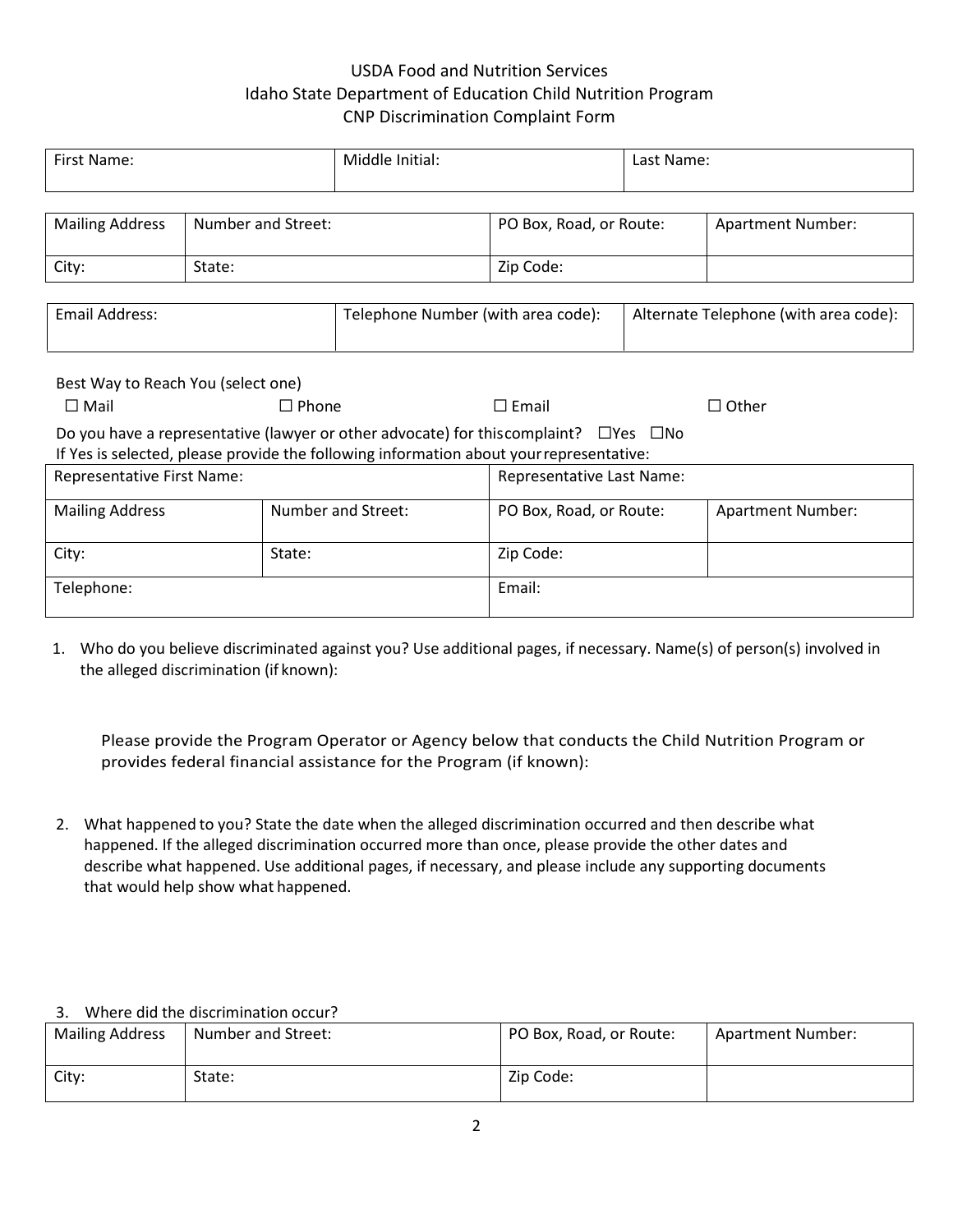USDA Food and Nutrition Services
Idaho State Department of Education Child Nutrition Program
CNP Discrimination Complaint Form

| First Name: | Middle Initial: | Last Name: |
|---|---|---|
| | | |

| Mailing Address | Number and Street: | PO Box, Road, or Route: | Apartment Number: |
|---|---|---|---|
| City: | State: | Zip Code: | |

| Email Address: | Telephone Number (with area code): | Alternate Telephone (with area code): |
|---|---|---|
| | | |

Best Way to Reach You (select one)

☐ Mail ☐ Phone ☐ Email ☐ Other

Do you have a representative (lawyer or other advocate) for this complaint? ☐Yes ☐No

If Yes is selected, please provide the following information about your representative:

| Representative First Name: | | Representative Last Name: | |
|---|---|---|---|
| Mailing Address | Number and Street: | PO Box, Road, or Route: | Apartment Number: |
| City: | State: | Zip Code: | |
| Telephone: | | Email: | |

1. Who do you believe discriminated against you? Use additional pages, if necessary. Name(s) of person(s) involved in the alleged discrimination (if known):

   Please provide the Program Operator or Agency below that conducts the Child Nutrition Program or provides federal financial assistance for the Program (if known):

2. What happened to you? State the date when the alleged discrimination occurred and then describe what happened. If the alleged discrimination occurred more than once, please provide the other dates and describe what happened. Use additional pages, if necessary, and please include any supporting documents that would help show what happened.

3. Where did the discrimination occur?

| Mailing Address | Number and Street: | PO Box, Road, or Route: | Apartment Number: |
|---|---|---|---|
| City: | State: | Zip Code: | |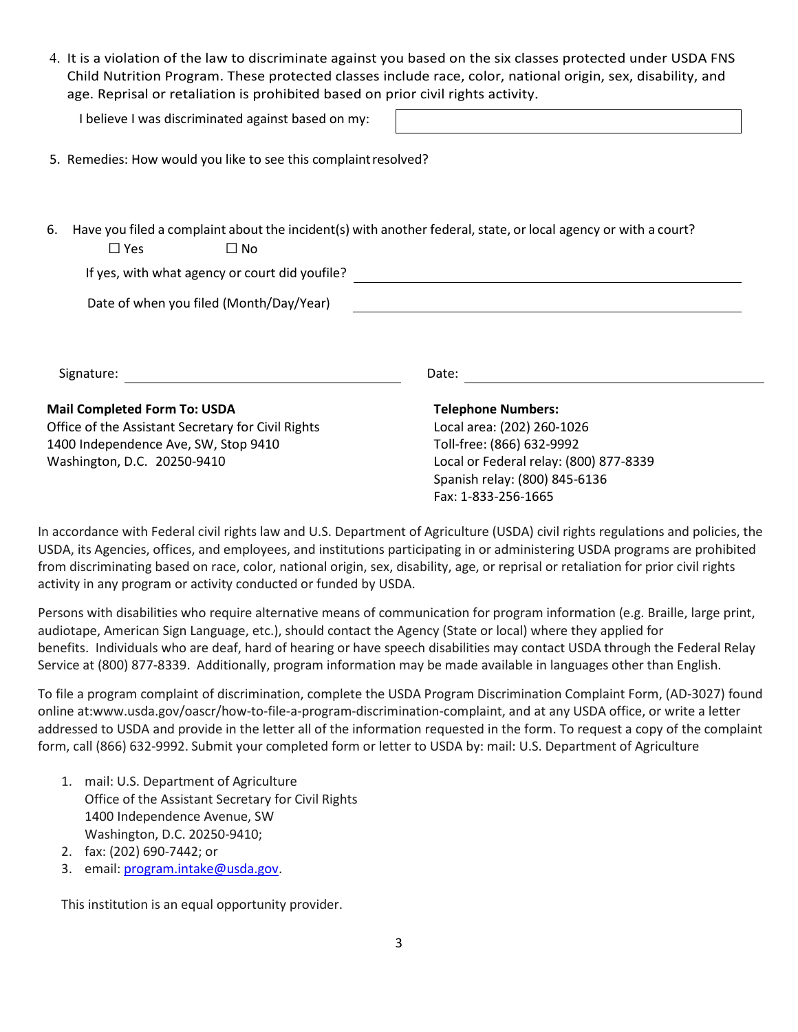4. It is a violation of the law to discriminate against you based on the six classes protected under USDA FNS Child Nutrition Program. These protected classes include race, color, national origin, sex, disability, and age. Reprisal or retaliation is prohibited based on prior civil rights activity.

   I believe I was discriminated against based on my: ______________________________

5. Remedies: How would you like to see this complaint resolved?

6. Have you filed a complaint about the incident(s) with another federal, state, or local agency or with a court?

   ☐ Yes ☐ No

   If yes, with what agency or court did youfile? ______________________________

   Date of when you filed (Month/Day/Year) ______________________________

Signature: ______________________________ Date: ______________________________

**Mail Completed Form To: USDA**
Office of the Assistant Secretary for Civil Rights
1400 Independence Ave, SW, Stop 9410
Washington, D.C. 20250-9410

**Telephone Numbers:**
Local area: (202) 260-1026
Toll-free: (866) 632-9992
Local or Federal relay: (800) 877-8339
Spanish relay: (800) 845-6136
Fax: 1-833-256-1665

In accordance with Federal civil rights law and U.S. Department of Agriculture (USDA) civil rights regulations and policies, the USDA, its Agencies, offices, and employees, and institutions participating in or administering USDA programs are prohibited from discriminating based on race, color, national origin, sex, disability, age, or reprisal or retaliation for prior civil rights activity in any program or activity conducted or funded by USDA.

Persons with disabilities who require alternative means of communication for program information (e.g. Braille, large print, audiotape, American Sign Language, etc.), should contact the Agency (State or local) where they applied for benefits. Individuals who are deaf, hard of hearing or have speech disabilities may contact USDA through the Federal Relay Service at (800) 877-8339. Additionally, program information may be made available in languages other than English.

To file a program complaint of discrimination, complete the USDA Program Discrimination Complaint Form, (AD-3027) found online at:www.usda.gov/oascr/how-to-file-a-program-discrimination-complaint, and at any USDA office, or write a letter addressed to USDA and provide in the letter all of the information requested in the form. To request a copy of the complaint form, call (866) 632-9992. Submit your completed form or letter to USDA by: mail: U.S. Department of Agriculture

1. mail: U.S. Department of Agriculture
   Office of the Assistant Secretary for Civil Rights
   1400 Independence Avenue, SW
   Washington, D.C. 20250-9410;
2. fax: (202) 690-7442; or
3. email: program.intake@usda.gov.

This institution is an equal opportunity provider.